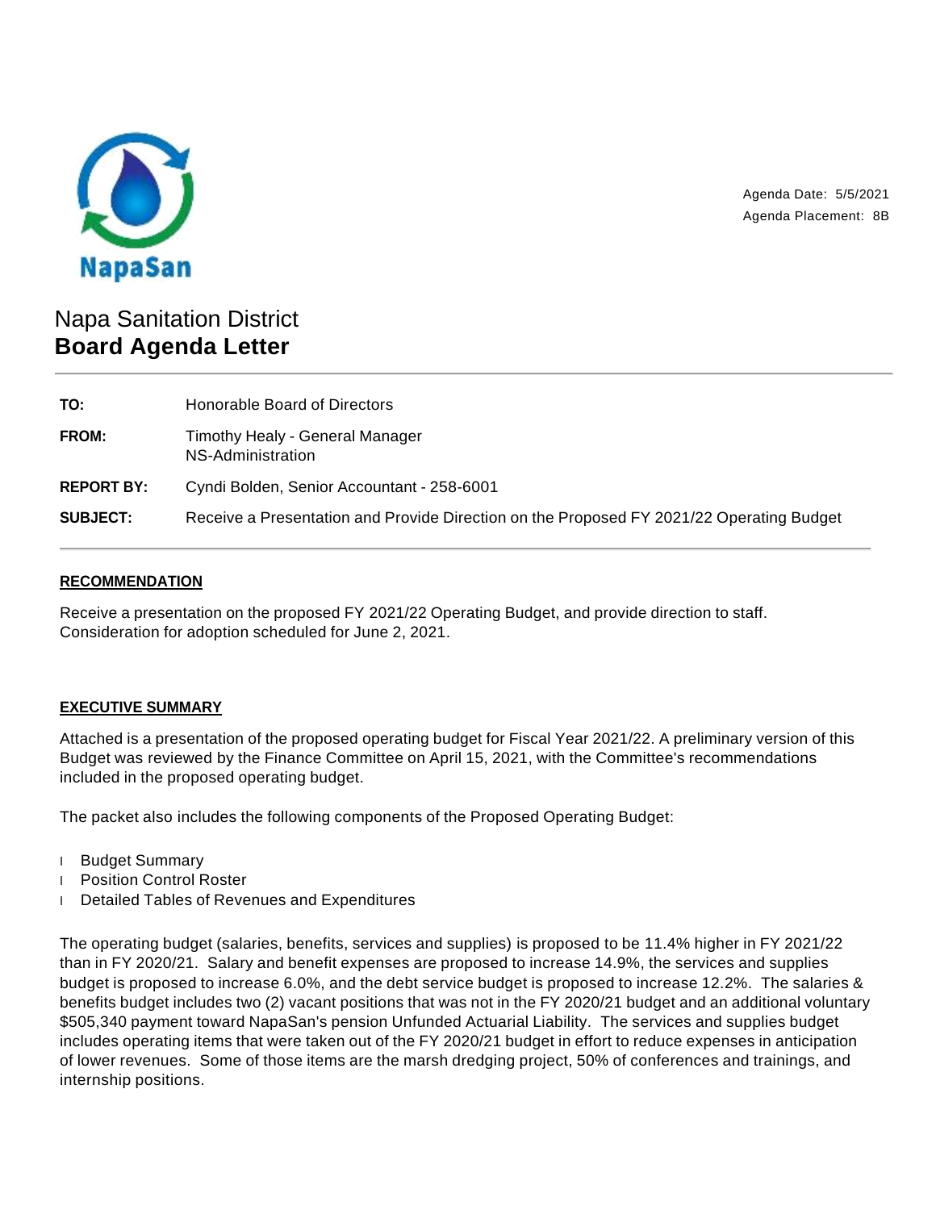NapaSan

Agenda Date: 5/5/2021
Agenda Placement: 8B

# Napa Sanitation District
## Board Agenda Letter

| | |
|---|---|
| **TO:** | Honorable Board of Directors |
| **FROM:** | Timothy Healy - General Manager<br>NS-Administration |
| **REPORT BY:** | Cyndi Bolden, Senior Accountant - 258-6001 |
| **SUBJECT:** | Receive a Presentation and Provide Direction on the Proposed FY 2021/22 Operating Budget |

**RECOMMENDATION**

Receive a presentation on the proposed FY 2021/22 Operating Budget, and provide direction to staff. Consideration for adoption scheduled for June 2, 2021.

**EXECUTIVE SUMMARY**

Attached is a presentation of the proposed operating budget for Fiscal Year 2021/22. A preliminary version of this Budget was reviewed by the Finance Committee on April 15, 2021, with the Committee's recommendations included in the proposed operating budget.

The packet also includes the following components of the Proposed Operating Budget:

- Budget Summary
- Position Control Roster
- Detailed Tables of Revenues and Expenditures

The operating budget (salaries, benefits, services and supplies) is proposed to be 11.4% higher in FY 2021/22 than in FY 2020/21. Salary and benefit expenses are proposed to increase 14.9%, the services and supplies budget is proposed to increase 6.0%, and the debt service budget is proposed to increase 12.2%. The salaries & benefits budget includes two (2) vacant positions that was not in the FY 2020/21 budget and an additional voluntary $505,340 payment toward NapaSan's pension Unfunded Actuarial Liability. The services and supplies budget includes operating items that were taken out of the FY 2020/21 budget in effort to reduce expenses in anticipation of lower revenues. Some of those items are the marsh dredging project, 50% of conferences and trainings, and internship positions.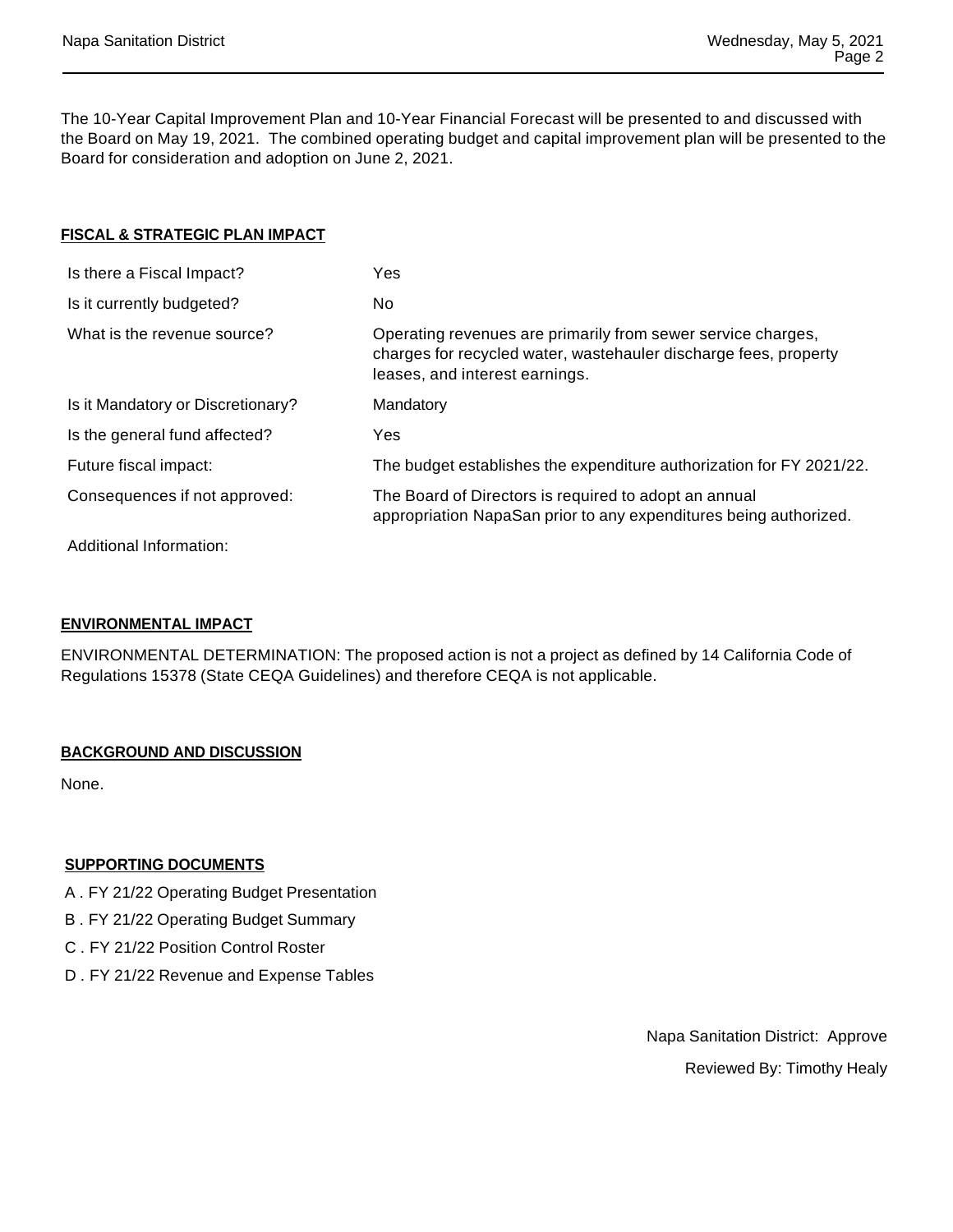The 10-Year Capital Improvement Plan and 10-Year Financial Forecast will be presented to and discussed with the Board on May 19, 2021. The combined operating budget and capital improvement plan will be presented to the Board for consideration and adoption on June 2, 2021.

## FISCAL & STRATEGIC PLAN IMPACT

| | |
|---|---|
| Is there a Fiscal Impact? | Yes |
| Is it currently budgeted? | No |
| What is the revenue source? | Operating revenues are primarily from sewer service charges, charges for recycled water, wastehauler discharge fees, property leases, and interest earnings. |
| Is it Mandatory or Discretionary? | Mandatory |
| Is the general fund affected? | Yes |
| Future fiscal impact: | The budget establishes the expenditure authorization for FY 2021/22. |
| Consequences if not approved: | The Board of Directors is required to adopt an annual appropriation NapaSan prior to any expenditures being authorized. |
| Additional Information: | |

## ENVIRONMENTAL IMPACT

ENVIRONMENTAL DETERMINATION: The proposed action is not a project as defined by 14 California Code of Regulations 15378 (State CEQA Guidelines) and therefore CEQA is not applicable.

## BACKGROUND AND DISCUSSION

None.

## SUPPORTING DOCUMENTS

A . FY 21/22 Operating Budget Presentation

B . FY 21/22 Operating Budget Summary

C . FY 21/22 Position Control Roster

D . FY 21/22 Revenue and Expense Tables

Napa Sanitation District: Approve

Reviewed By: Timothy Healy